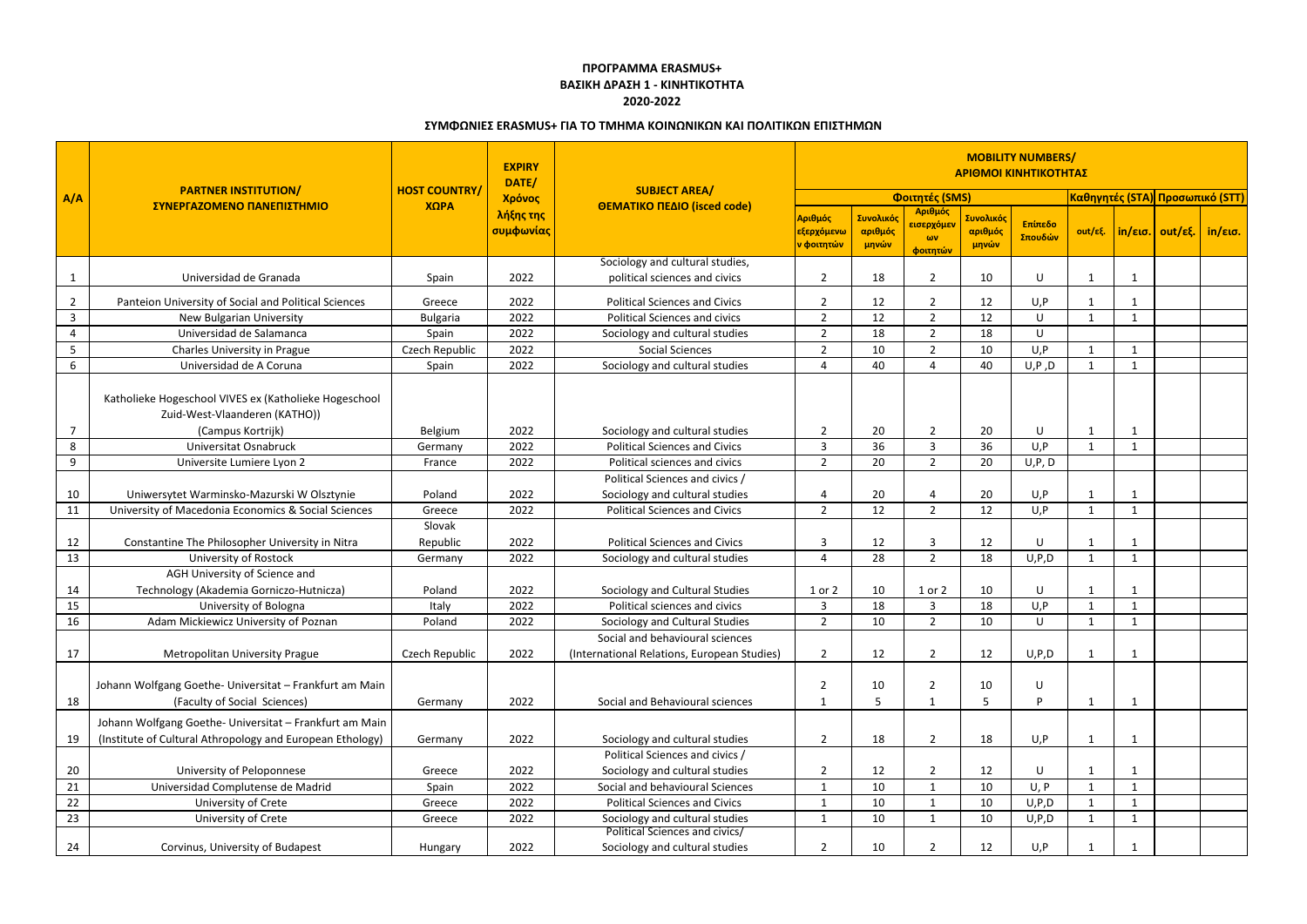**ΠΡΟΓΡΑΜΜΑ ERASMUS+**
**ΒΑΣΙΚΗ ΔΡΑΣΗ 1 - ΚΙΝΗΤΙΚΟΤΗΤΑ**
**2020-2022**

## ΣΥΜΦΩΝΙΕΣ ERASMUS+ ΓΙΑ ΤΟ ΤΜΗΜΑ ΚΟΙΝΩΝΙΚΩΝ ΚΑΙ ΠΟΛΙΤΙΚΩΝ ΕΠΙΣΤΗΜΩΝ

| A/A | PARTNER INSTITUTION/ ΣΥΝΕΡΓΑΖΟΜΕΝΟ ΠΑΝΕΠΙΣΤΗΜΙΟ | HOST COUNTRY/ ΧΩΡΑ | EXPIRY DATE/ Χρόνος λήξης της συμφωνίας | SUBJECT AREA/ ΘΕΜΑΤΙΚΟ ΠΕΔΙΟ (isced code) | MOBILITY NUMBERS/ ΑΡΙΘΜΟΙ ΚΙΝΗΤΙΚΟΤΗΤΑΣ | | | | | | | | |
|---|---|---|---|---|---|---|---|---|---|---|---|---|---|
| | | | | | Φοιτητές (SMS) | | | | | Καθηγητές (STA) | | Προσωπικό (STT) | |
| | | | | | Αριθμός εξερχόμενων φοιτητών | Συνολικός αριθμός μηνών | Αριθμός εισερχόμενων φοιτητών | Συνολικός αριθμός μηνών | Επίπεδο Σπουδών | out/εξ. | in/εισ. | out/εξ. | in/εισ. |
| 1 | Universidad de Granada | Spain | 2022 | Sociology and cultural studies, political sciences and civics | 2 | 18 | 2 | 10 | U | 1 | 1 | | |
| 2 | Panteion University of Social and Political Sciences | Greece | 2022 | Political Sciences and Civics | 2 | 12 | 2 | 12 | U,P | 1 | 1 | | |
| 3 | New Bulgarian University | Bulgaria | 2022 | Political Sciences and civics | 2 | 12 | 2 | 12 | U | 1 | 1 | | |
| 4 | Universidad de Salamanca | Spain | 2022 | Sociology and cultural studies | 2 | 18 | 2 | 18 | U | | | | |
| 5 | Charles University in Prague | Czech Republic | 2022 | Social Sciences | 2 | 10 | 2 | 10 | U,P | 1 | 1 | | |
| 6 | Universidad de A Coruna | Spain | 2022 | Sociology and cultural studies | 4 | 40 | 4 | 40 | U,P ,D | 1 | 1 | | |
| 7 | Katholieke Hogeschool VIVES ex (Katholieke Hogeschool Zuid-West-Vlaanderen (KATHO)) (Campus Kortrijk) | Belgium | 2022 | Sociology and cultural studies | 2 | 20 | 2 | 20 | U | 1 | 1 | | |
| 8 | Universitat Osnabruck | Germany | 2022 | Political Sciences and Civics | 3 | 36 | 3 | 36 | U,P | 1 | 1 | | |
| 9 | Universite Lumiere Lyon 2 | France | 2022 | Political sciences and civics | 2 | 20 | 2 | 20 | U,P, D | | | | |
| 10 | Uniwersytet Warminsko-Mazurski W Olsztynie | Poland | 2022 | Political Sciences and civics / Sociology and cultural studies | 4 | 20 | 4 | 20 | U,P | 1 | 1 | | |
| 11 | University of Macedonia Economics & Social Sciences | Greece | 2022 | Political Sciences and Civics | 2 | 12 | 2 | 12 | U,P | 1 | 1 | | |
| 12 | Constantine The Philosopher University in Nitra | Slovak Republic | 2022 | Political Sciences and Civics | 3 | 12 | 3 | 12 | U | 1 | 1 | | |
| 13 | University of Rostock | Germany | 2022 | Sociology and cultural studies | 4 | 28 | 2 | 18 | U,P,D | 1 | 1 | | |
| 14 | AGH University of Science and Technology (Akademia Gorniczo-Hutnicza) | Poland | 2022 | Sociology and Cultural Studies | 1 or 2 | 10 | 1 or 2 | 10 | U | 1 | 1 | | |
| 15 | University of Bologna | Italy | 2022 | Political sciences and civics | 3 | 18 | 3 | 18 | U,P | 1 | 1 | | |
| 16 | Adam Mickiewicz University of Poznan | Poland | 2022 | Sociology and Cultural Studies | 2 | 10 | 2 | 10 | U | 1 | 1 | | |
| 17 | Metropolitan University Prague | Czech Republic | 2022 | Social and behavioural sciences (International Relations, European Studies) | 2 | 12 | 2 | 12 | U,P,D | 1 | 1 | | |
| 18 | Johann Wolfgang Goethe- Universitat – Frankfurt am Main (Faculty of Social Sciences) | Germany | 2022 | Social and Behavioural sciences | 2<br>1 | 10<br>5 | 2<br>1 | 10<br>5 | U<br>P | 1 | 1 | | |
| 19 | Johann Wolfgang Goethe- Universitat – Frankfurt am Main (Institute of Cultural Athropology and European Ethology) | Germany | 2022 | Sociology and cultural studies | 2 | 18 | 2 | 18 | U,P | 1 | 1 | | |
| 20 | University of Peloponnese | Greece | 2022 | Political Sciences and civics / Sociology and cultural studies | 2 | 12 | 2 | 12 | U | 1 | 1 | | |
| 21 | Universidad Complutense de Madrid | Spain | 2022 | Social and behavioural Sciences | 1 | 10 | 1 | 10 | U, P | 1 | 1 | | |
| 22 | University of Crete | Greece | 2022 | Political Sciences and Civics | 1 | 10 | 1 | 10 | U,P,D | 1 | 1 | | |
| 23 | University of Crete | Greece | 2022 | Sociology and cultural studies | 1 | 10 | 1 | 10 | U,P,D | 1 | 1 | | |
| 24 | Corvinus, University of Budapest | Hungary | 2022 | Political Sciences and civics/ Sociology and cultural studies | 2 | 10 | 2 | 12 | U,P | 1 | 1 | | |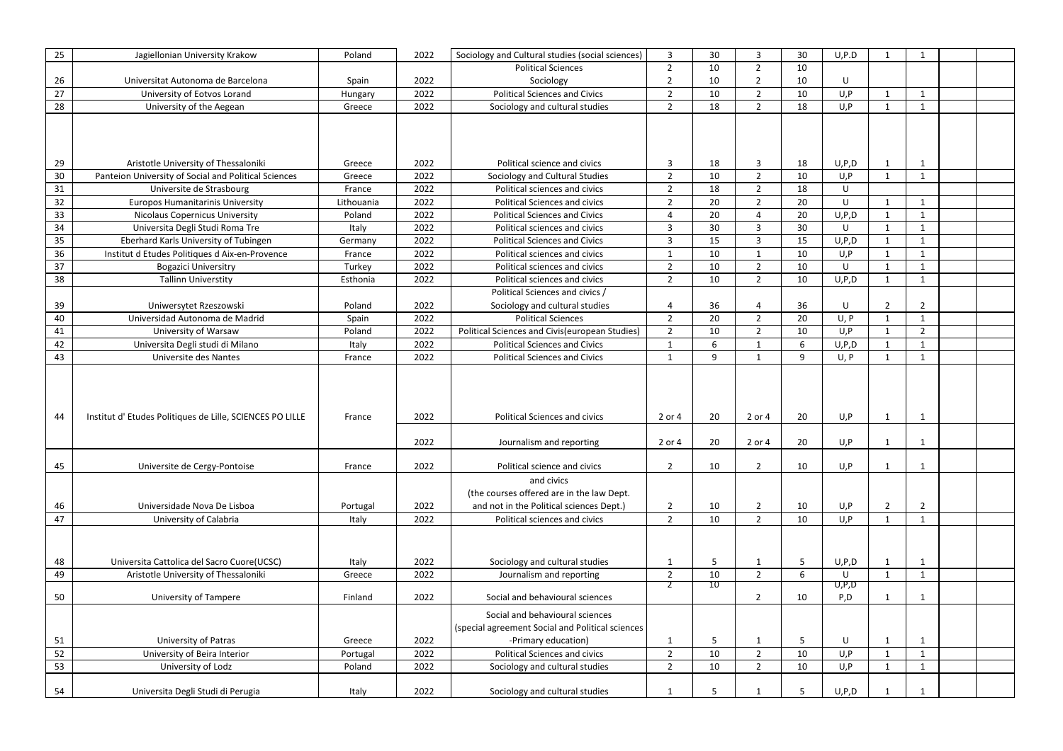| 25 | Jagiellonian University Krakow | Poland | 2022 | Sociology and Cultural studies (social sciences) | 3 | 30 | 3 | 30 | U,P.D | 1 | 1 | | |
|---|---|---|---|---|---|---|---|---|---|---|---|---|---|
| | | | | Political Sciences | 2 | 10 | 2 | 10 | | | | | |
| 26 | Universitat Autonoma de Barcelona | Spain | 2022 | Sociology | 2 | 10 | 2 | 10 | U | | | | |
| 27 | University of Eotvos Lorand | Hungary | 2022 | Political Sciences and Civics | 2 | 10 | 2 | 10 | U,P | 1 | 1 | | |
| 28 | University of the Aegean | Greece | 2022 | Sociology and cultural studies | 2 | 18 | 2 | 18 | U,P | 1 | 1 | | |
| 29 | Aristotle University of Thessaloniki | Greece | 2022 | Political science and civics | 3 | 18 | 3 | 18 | U,P,D | 1 | 1 | | |
| 30 | Panteion University of Social and Political Sciences | Greece | 2022 | Sociology and Cultural Studies | 2 | 10 | 2 | 10 | U,P | 1 | 1 | | |
| 31 | Universite de Strasbourg | France | 2022 | Political sciences and civics | 2 | 18 | 2 | 18 | U | | | | |
| 32 | Europos Humanitarinis University | Lithouania | 2022 | Political Sciences and Civics | 2 | 20 | 2 | 20 | U | 1 | 1 | | |
| 33 | Nicolaus Copernicus University | Poland | 2022 | Political Sciences and Civics | 4 | 20 | 4 | 20 | U,P,D | 1 | 1 | | |
| 34 | Universita Degli Studi Roma Tre | Italy | 2022 | Political sciences and civics | 3 | 30 | 3 | 30 | U | 1 | 1 | | |
| 35 | Eberhard Karls University of Tubingen | Germany | 2022 | Political Sciences and Civics | 3 | 15 | 3 | 15 | U,P,D | 1 | 1 | | |
| 36 | Institut d Etudes Politiques d Aix-en-Provence | France | 2022 | Political sciences and civics | 1 | 10 | 1 | 10 | U,P | 1 | 1 | | |
| 37 | Bogazici Universitry | Turkey | 2022 | Political sciences and civics | 2 | 10 | 2 | 10 | U | 1 | 1 | | |
| 38 | Tallinn Universtity | Esthonia | 2022 | Political sciences and civics | 2 | 10 | 2 | 10 | U,P,D | 1 | 1 | | |
| 39 | Uniwersytet Rzeszowski | Poland | 2022 | Political Sciences and civics / Sociology and cultural studies | 4 | 36 | 4 | 36 | U | 2 | 2 | | |
| 40 | Universidad Autonoma de Madrid | Spain | 2022 | Political Sciences | 2 | 20 | 2 | 20 | U, P | 1 | 1 | | |
| 41 | University of Warsaw | Poland | 2022 | Political Sciences and Civis(european Studies) | 2 | 10 | 2 | 10 | U,P | 1 | 2 | | |
| 42 | Universita Degli studi di Milano | Italy | 2022 | Political Sciences and Civics | 1 | 6 | 1 | 6 | U,P,D | 1 | 1 | | |
| 43 | Universite des Nantes | France | 2022 | Political Sciences and Civics | 1 | 9 | 1 | 9 | U, P | 1 | 1 | | |
| 44 | Institut d' Etudes Politiques de Lille, SCIENCES PO LILLE | France | 2022 | Political Sciences and civics | 2 or 4 | 20 | 2 or 4 | 20 | U,P | 1 | 1 | | |
| | | | 2022 | Journalism and reporting | 2 or 4 | 20 | 2 or 4 | 20 | U,P | 1 | 1 | | |
| 45 | Universite de Cergy-Pontoise | France | 2022 | Political science and civics | 2 | 10 | 2 | 10 | U,P | 1 | 1 | | |
| 46 | Universidade Nova De Lisboa | Portugal | 2022 | and civics (the courses offered are in the law Dept. and not in the Political sciences Dept.) | 2 | 10 | 2 | 10 | U,P | 2 | 2 | | |
| 47 | University of Calabria | Italy | 2022 | Political sciences and civics | 2 | 10 | 2 | 10 | U,P | 1 | 1 | | |
| 48 | Universita Cattolica del Sacro Cuore(UCSC) | Italy | 2022 | Sociology and cultural studies | 1 | 5 | 1 | 5 | U,P,D | 1 | 1 | | |
| 49 | Aristotle University of Thessaloniki | Greece | 2022 | Journalism and reporting | 2 | 10 | 2 | 6 | U | 1 | 1 | | |
| 50 | University of Tampere | Finland | 2022 | Social and behavioural sciences | 2 | 10 | 2 | 10 | U,P,D P,D | 1 | 1 | | |
| 51 | University of Patras | Greece | 2022 | Social and behavioural sciences (special agreement Social and Political sciences -Primary education) | 1 | 5 | 1 | 5 | U | 1 | 1 | | |
| 52 | University of Beira Interior | Portugal | 2022 | Political Sciences and civics | 2 | 10 | 2 | 10 | U,P | 1 | 1 | | |
| 53 | University of Lodz | Poland | 2022 | Sociology and cultural studies | 2 | 10 | 2 | 10 | U,P | 1 | 1 | | |
| 54 | Universita Degli Studi di Perugia | Italy | 2022 | Sociology and cultural studies | 1 | 5 | 1 | 5 | U,P,D | 1 | 1 | | |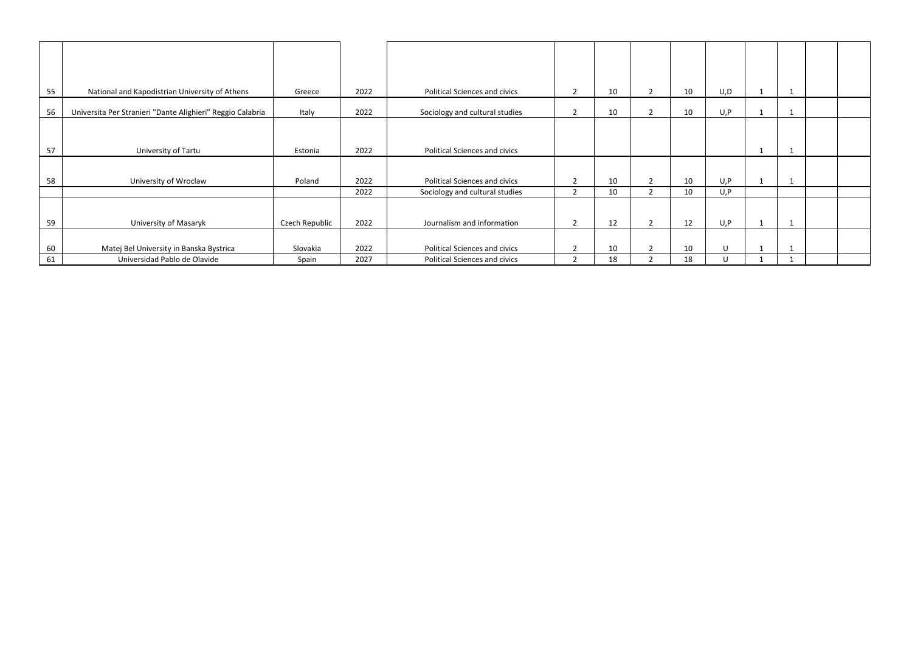| | | | | | | | | | | | | | |
|---|---|---|---|---|---|---|---|---|---|---|---|---|---|
| 55 | National and Kapodistrian University of Athens | Greece | 2022 | Political Sciences and civics | 2 | 10 | 2 | 10 | U,D | 1 | 1 | | |
| 56 | Universita Per Stranieri "Dante Alighieri" Reggio Calabria | Italy | 2022 | Sociology and cultural studies | 2 | 10 | 2 | 10 | U,P | 1 | 1 | | |
| 57 | University of Tartu | Estonia | 2022 | Political Sciences and civics | | | | | | 1 | 1 | | |
| 58 | University of Wroclaw | Poland | 2022 | Political Sciences and civics | 2 | 10 | 2 | 10 | U,P | 1 | 1 | | |
| | | | 2022 | Sociology and cultural studies | 2 | 10 | 2 | 10 | U,P | | | | |
| 59 | University of Masaryk | Czech Republic | 2022 | Journalism and information | 2 | 12 | 2 | 12 | U,P | 1 | 1 | | |
| 60 | Matej Bel University in Banska Bystrica | Slovakia | 2022 | Political Sciences and civics | 2 | 10 | 2 | 10 | U | 1 | 1 | | |
| 61 | Universidad Pablo de Olavide | Spain | 2027 | Political Sciences and civics | 2 | 18 | 2 | 18 | U | 1 | 1 | | |